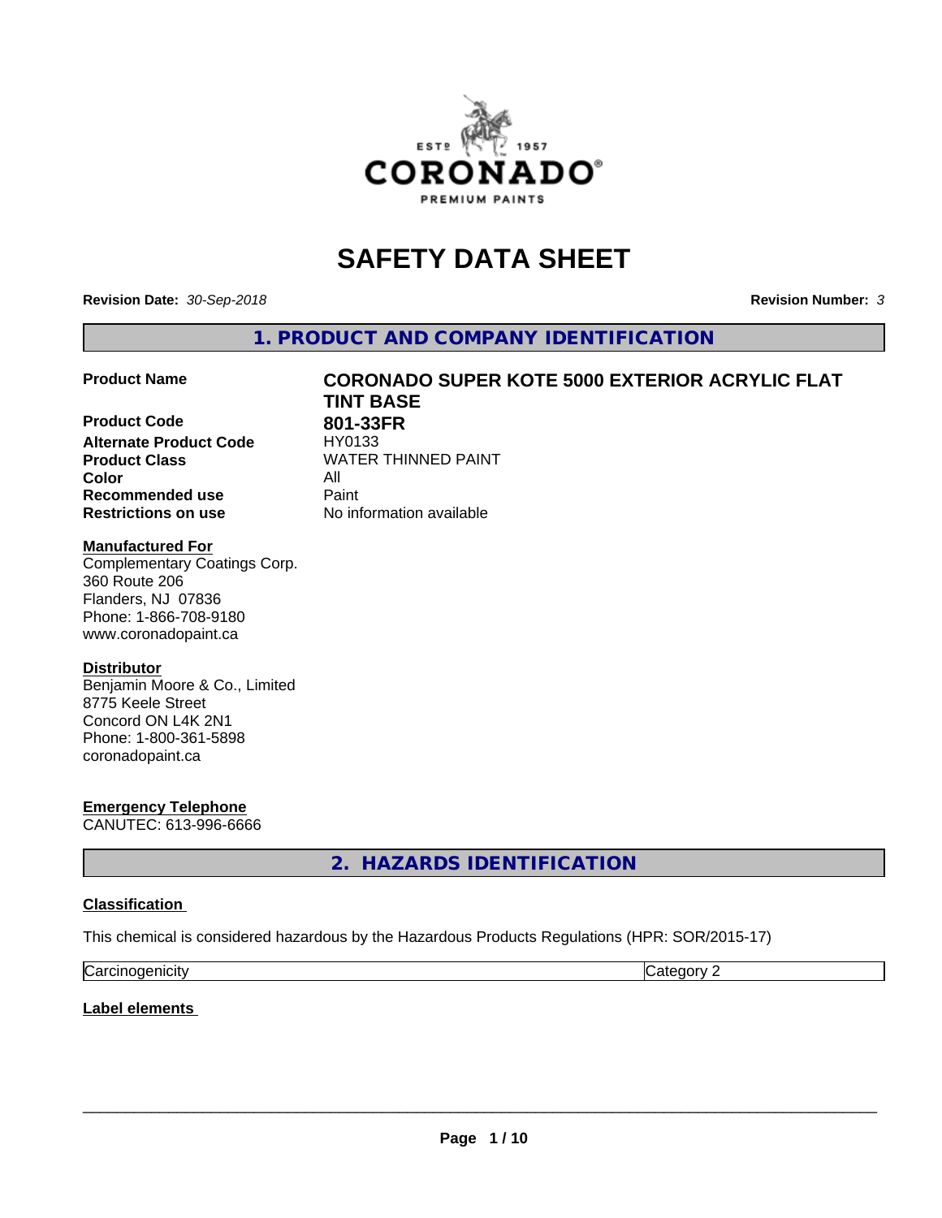# SAFETY DATA SHEET

**Revision Date:** *30-Sep-2018*

**Revision Number:** *3*

## 1. PRODUCT AND COMPANY IDENTIFICATION

| | |
|---|---|
| **Product Name** | **CORONADO SUPER KOTE 5000 EXTERIOR ACRYLIC FLAT TINT BASE** |
| **Product Code** | **801-33FR** |
| **Alternate Product Code** | HY0133 |
| **Product Class** | WATER THINNED PAINT |
| **Color** | All |
| **Recommended use** | Paint |
| **Restrictions on use** | No information available |

**Manufactured For**
Complementary Coatings Corp.
360 Route 206
Flanders, NJ 07836
Phone: 1-866-708-9180
www.coronadopaint.ca

**Distributor**
Benjamin Moore & Co., Limited
8775 Keele Street
Concord ON L4K 2N1
Phone: 1-800-361-5898
coronadopaint.ca

**Emergency Telephone**
CANUTEC: 613-996-6666

## 2. HAZARDS IDENTIFICATION

**Classification**

This chemical is considered hazardous by the Hazardous Products Regulations (HPR: SOR/2015-17)

| | |
|---|---|
| Carcinogenicity | Category 2 |

**Label elements**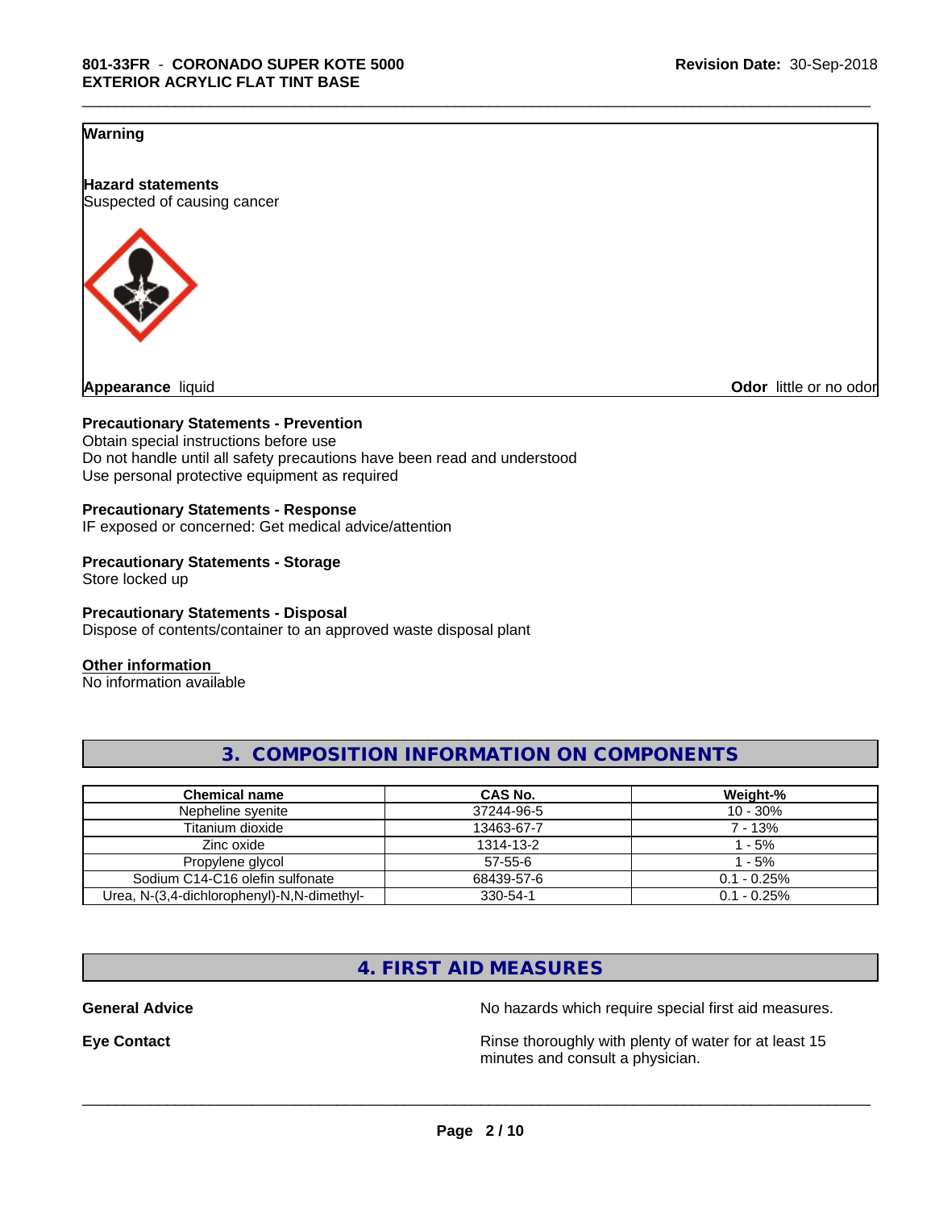**Warning**

**Hazard statements**
Suspected of causing cancer

**Appearance** liquid **Odor** little or no odor

**Precautionary Statements - Prevention**
Obtain special instructions before use
Do not handle until all safety precautions have been read and understood
Use personal protective equipment as required

**Precautionary Statements - Response**
IF exposed or concerned: Get medical advice/attention

**Precautionary Statements - Storage**
Store locked up

**Precautionary Statements - Disposal**
Dispose of contents/container to an approved waste disposal plant

**Other information**
No information available

## 3. COMPOSITION INFORMATION ON COMPONENTS

| Chemical name | CAS No. | Weight-% |
|---|---|---|
| Nepheline syenite | 37244-96-5 | 10 - 30% |
| Titanium dioxide | 13463-67-7 | 7 - 13% |
| Zinc oxide | 1314-13-2 | 1 - 5% |
| Propylene glycol | 57-55-6 | 1 - 5% |
| Sodium C14-C16 olefin sulfonate | 68439-57-6 | 0.1 - 0.25% |
| Urea, N-(3,4-dichlorophenyl)-N,N-dimethyl- | 330-54-1 | 0.1 - 0.25% |

## 4. FIRST AID MEASURES

**General Advice** No hazards which require special first aid measures.

**Eye Contact** Rinse thoroughly with plenty of water for at least 15 minutes and consult a physician.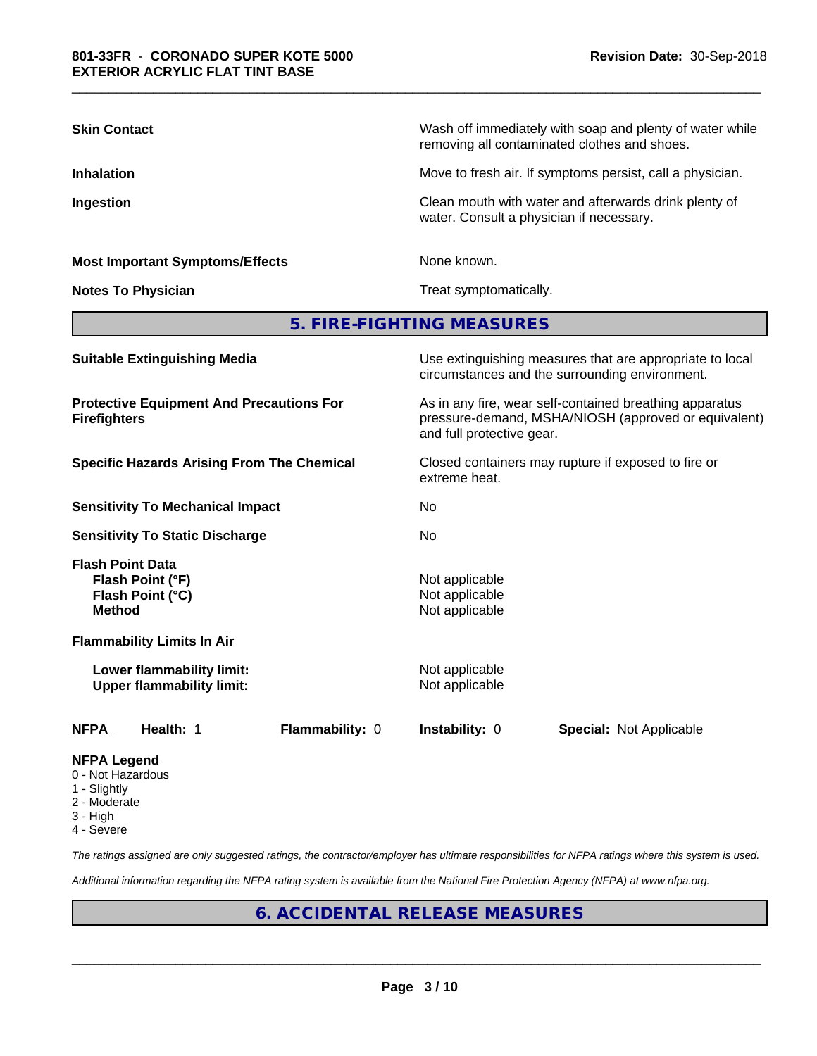| | |
|---|---|
| **Skin Contact** | Wash off immediately with soap and plenty of water while removing all contaminated clothes and shoes. |
| **Inhalation** | Move to fresh air. If symptoms persist, call a physician. |
| **Ingestion** | Clean mouth with water and afterwards drink plenty of water. Consult a physician if necessary. |
| **Most Important Symptoms/Effects** | None known. |
| **Notes To Physician** | Treat symptomatically. |

## 5. FIRE-FIGHTING MEASURES

| | |
|---|---|
| **Suitable Extinguishing Media** | Use extinguishing measures that are appropriate to local circumstances and the surrounding environment. |
| **Protective Equipment And Precautions For Firefighters** | As in any fire, wear self-contained breathing apparatus pressure-demand, MSHA/NIOSH (approved or equivalent) and full protective gear. |
| **Specific Hazards Arising From The Chemical** | Closed containers may rupture if exposed to fire or extreme heat. |
| **Sensitivity To Mechanical Impact** | No |
| **Sensitivity To Static Discharge** | No |

**Flash Point Data**

| | |
|---|---|
| **Flash Point (°F)** | Not applicable |
| **Flash Point (°C)** | Not applicable |
| **Method** | Not applicable |

**Flammability Limits In Air**

| | |
|---|---|
| **Lower flammability limit:** | Not applicable |
| **Upper flammability limit:** | Not applicable |

| **NFPA** | **Health:** 1 | **Flammability:** 0 | **Instability:** 0 | **Special:** Not Applicable |
|---|---|---|---|---|

**NFPA Legend**
- 0 - Not Hazardous
- 1 - Slightly
- 2 - Moderate
- 3 - High
- 4 - Severe

*The ratings assigned are only suggested ratings, the contractor/employer has ultimate responsibilities for NFPA ratings where this system is used.*

*Additional information regarding the NFPA rating system is available from the National Fire Protection Agency (NFPA) at www.nfpa.org.*

## 6. ACCIDENTAL RELEASE MEASURES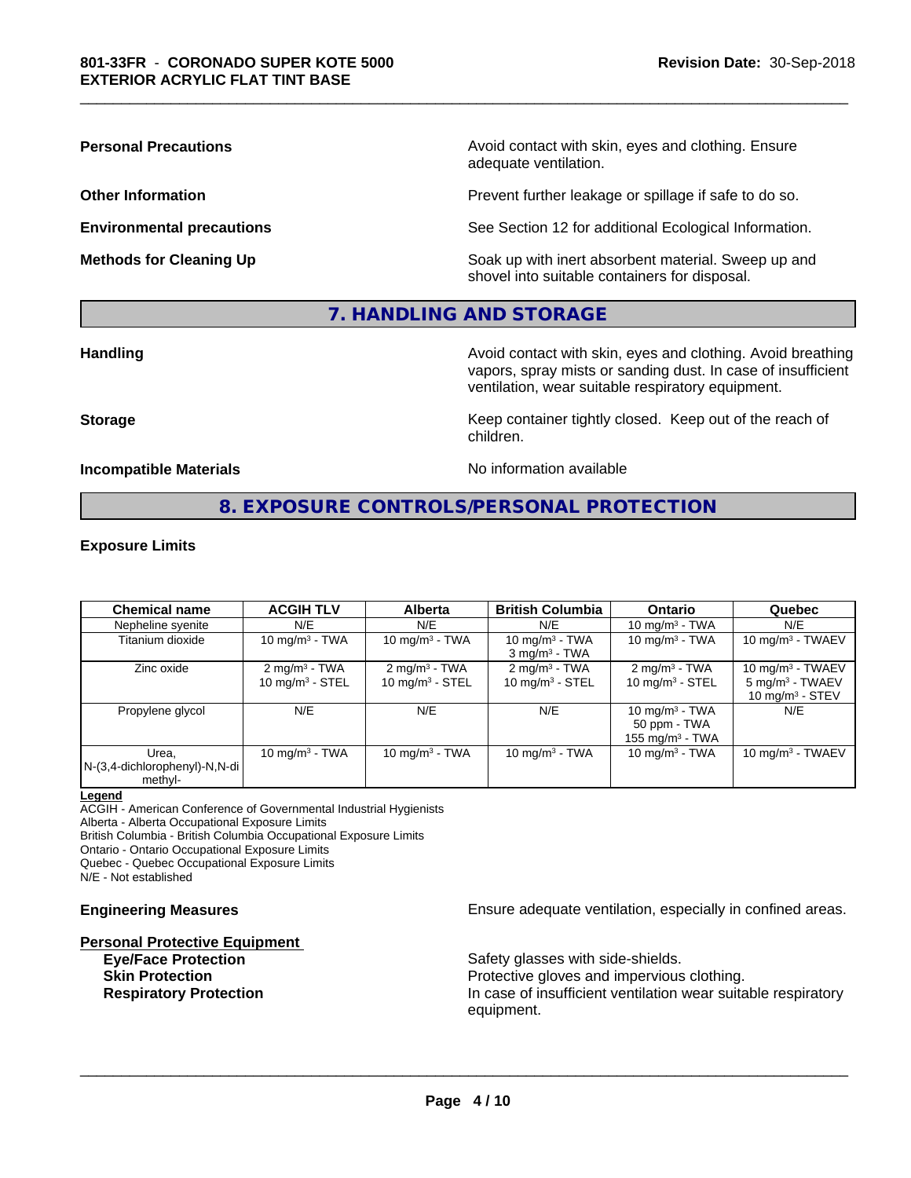**Personal Precautions** Avoid contact with skin, eyes and clothing. Ensure adequate ventilation.

**Other Information** Prevent further leakage or spillage if safe to do so.

**Environmental precautions** See Section 12 for additional Ecological Information.

**Methods for Cleaning Up** Soak up with inert absorbent material. Sweep up and shovel into suitable containers for disposal.

## 7. HANDLING AND STORAGE

**Handling** Avoid contact with skin, eyes and clothing. Avoid breathing vapors, spray mists or sanding dust. In case of insufficient ventilation, wear suitable respiratory equipment.

**Storage** Keep container tightly closed. Keep out of the reach of children.

**Incompatible Materials** No information available

## 8. EXPOSURE CONTROLS/PERSONAL PROTECTION

**Exposure Limits**

| Chemical name | ACGIH TLV | Alberta | British Columbia | Ontario | Quebec |
|---|---|---|---|---|---|
| Nepheline syenite | N/E | N/E | N/E | 10 mg/m³ - TWA | N/E |
| Titanium dioxide | 10 mg/m³ - TWA | 10 mg/m³ - TWA | 10 mg/m³ - TWA<br>3 mg/m³ - TWA | 10 mg/m³ - TWA | 10 mg/m³ - TWAEV |
| Zinc oxide | 2 mg/m³ - TWA<br>10 mg/m³ - STEL | 2 mg/m³ - TWA<br>10 mg/m³ - STEL | 2 mg/m³ - TWA<br>10 mg/m³ - STEL | 2 mg/m³ - TWA<br>10 mg/m³ - STEL | 10 mg/m³ - TWAEV<br>5 mg/m³ - TWAEV<br>10 mg/m³ - STEV |
| Propylene glycol | N/E | N/E | N/E | 10 mg/m³ - TWA<br>50 ppm - TWA<br>155 mg/m³ - TWA | N/E |
| Urea, N-(3,4-dichlorophenyl)-N,N-dimethyl- | 10 mg/m³ - TWA | 10 mg/m³ - TWA | 10 mg/m³ - TWA | 10 mg/m³ - TWA | 10 mg/m³ - TWAEV |

**Legend**
ACGIH - American Conference of Governmental Industrial Hygienists
Alberta - Alberta Occupational Exposure Limits
British Columbia - British Columbia Occupational Exposure Limits
Ontario - Ontario Occupational Exposure Limits
Quebec - Quebec Occupational Exposure Limits
N/E - Not established

**Engineering Measures** Ensure adequate ventilation, especially in confined areas.

**Personal Protective Equipment**

**Eye/Face Protection** Safety glasses with side-shields.
**Skin Protection** Protective gloves and impervious clothing.
**Respiratory Protection** In case of insufficient ventilation wear suitable respiratory equipment.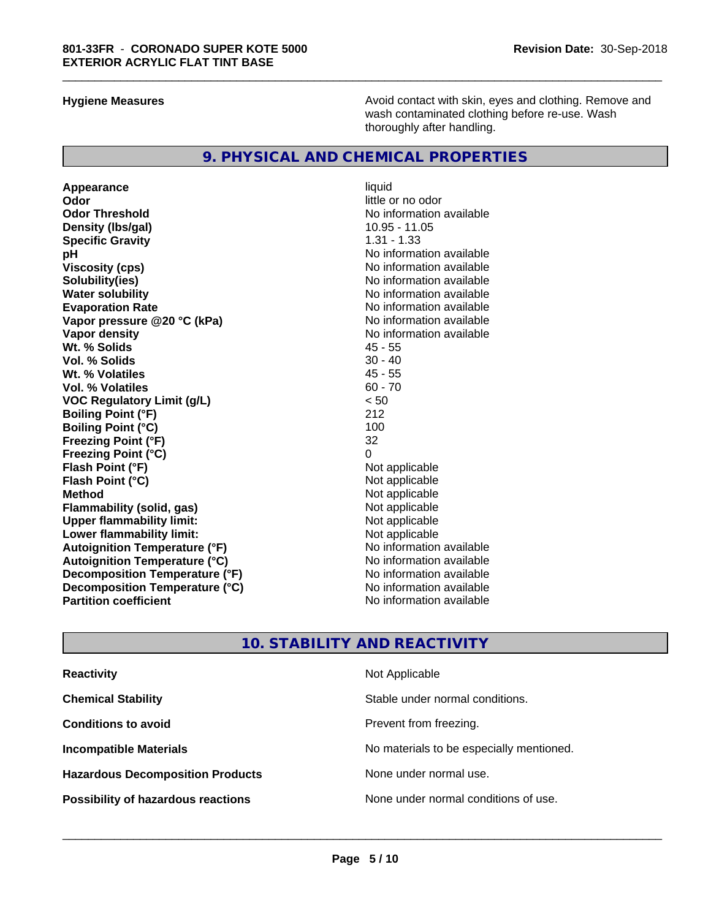| | |
|---|---|
| **Hygiene Measures** | Avoid contact with skin, eyes and clothing. Remove and wash contaminated clothing before re-use. Wash thoroughly after handling. |

## 9. PHYSICAL AND CHEMICAL PROPERTIES

| | |
|---|---|
| **Appearance** | liquid |
| **Odor** | little or no odor |
| **Odor Threshold** | No information available |
| **Density (lbs/gal)** | 10.95 - 11.05 |
| **Specific Gravity** | 1.31 - 1.33 |
| **pH** | No information available |
| **Viscosity (cps)** | No information available |
| **Solubility(ies)** | No information available |
| **Water solubility** | No information available |
| **Evaporation Rate** | No information available |
| **Vapor pressure @20 °C (kPa)** | No information available |
| **Vapor density** | No information available |
| **Wt. % Solids** | 45 - 55 |
| **Vol. % Solids** | 30 - 40 |
| **Wt. % Volatiles** | 45 - 55 |
| **Vol. % Volatiles** | 60 - 70 |
| **VOC Regulatory Limit (g/L)** | < 50 |
| **Boiling Point (°F)** | 212 |
| **Boiling Point (°C)** | 100 |
| **Freezing Point (°F)** | 32 |
| **Freezing Point (°C)** | 0 |
| **Flash Point (°F)** | Not applicable |
| **Flash Point (°C)** | Not applicable |
| **Method** | Not applicable |
| **Flammability (solid, gas)** | Not applicable |
| **Upper flammability limit:** | Not applicable |
| **Lower flammability limit:** | Not applicable |
| **Autoignition Temperature (°F)** | No information available |
| **Autoignition Temperature (°C)** | No information available |
| **Decomposition Temperature (°F)** | No information available |
| **Decomposition Temperature (°C)** | No information available |
| **Partition coefficient** | No information available |

## 10. STABILITY AND REACTIVITY

| | |
|---|---|
| **Reactivity** | Not Applicable |
| **Chemical Stability** | Stable under normal conditions. |
| **Conditions to avoid** | Prevent from freezing. |
| **Incompatible Materials** | No materials to be especially mentioned. |
| **Hazardous Decomposition Products** | None under normal use. |
| **Possibility of hazardous reactions** | None under normal conditions of use. |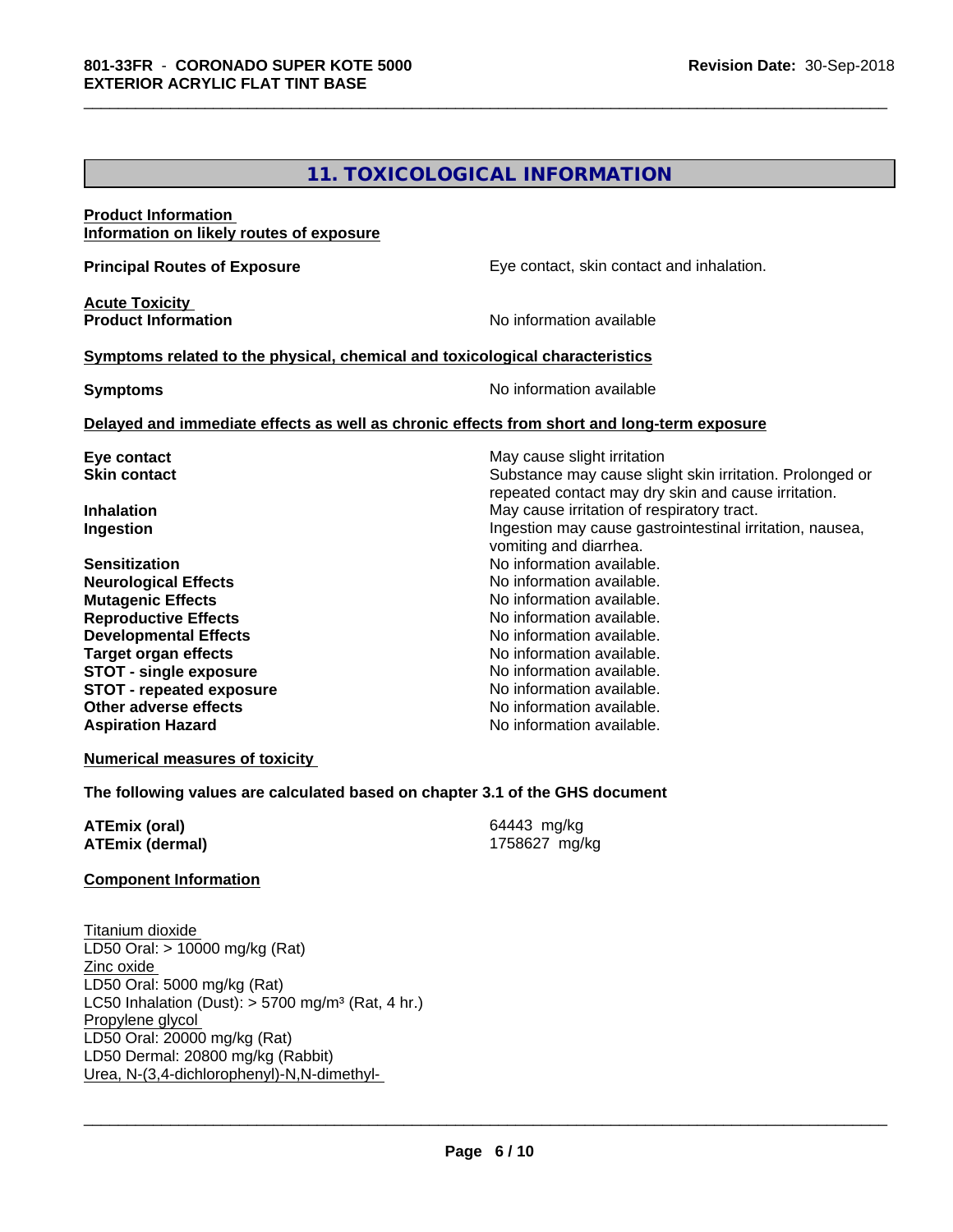## 11. TOXICOLOGICAL INFORMATION

**Product Information**
**Information on likely routes of exposure**

**Principal Routes of Exposure** Eye contact, skin contact and inhalation.

**Acute Toxicity**
**Product Information** No information available

**Symptoms related to the physical, chemical and toxicological characteristics**

**Symptoms** No information available

**Delayed and immediate effects as well as chronic effects from short and long-term exposure**

| | |
|---|---|
| **Eye contact** | May cause slight irritation |
| **Skin contact** | Substance may cause slight skin irritation. Prolonged or repeated contact may dry skin and cause irritation. |
| **Inhalation** | May cause irritation of respiratory tract. |
| **Ingestion** | Ingestion may cause gastrointestinal irritation, nausea, vomiting and diarrhea. |
| **Sensitization** | No information available. |
| **Neurological Effects** | No information available. |
| **Mutagenic Effects** | No information available. |
| **Reproductive Effects** | No information available. |
| **Developmental Effects** | No information available. |
| **Target organ effects** | No information available. |
| **STOT - single exposure** | No information available. |
| **STOT - repeated exposure** | No information available. |
| **Other adverse effects** | No information available. |
| **Aspiration Hazard** | No information available. |

**Numerical measures of toxicity**

**The following values are calculated based on chapter 3.1 of the GHS document**

| | |
|---|---|
| **ATEmix (oral)** | 64443 mg/kg |
| **ATEmix (dermal)** | 1758627 mg/kg |

**Component Information**

Titanium dioxide
LD50 Oral: > 10000 mg/kg (Rat)
Zinc oxide
LD50 Oral: 5000 mg/kg (Rat)
LC50 Inhalation (Dust): > 5700 mg/m³ (Rat, 4 hr.)
Propylene glycol
LD50 Oral: 20000 mg/kg (Rat)
LD50 Dermal: 20800 mg/kg (Rabbit)
Urea, N-(3,4-dichlorophenyl)-N,N-dimethyl-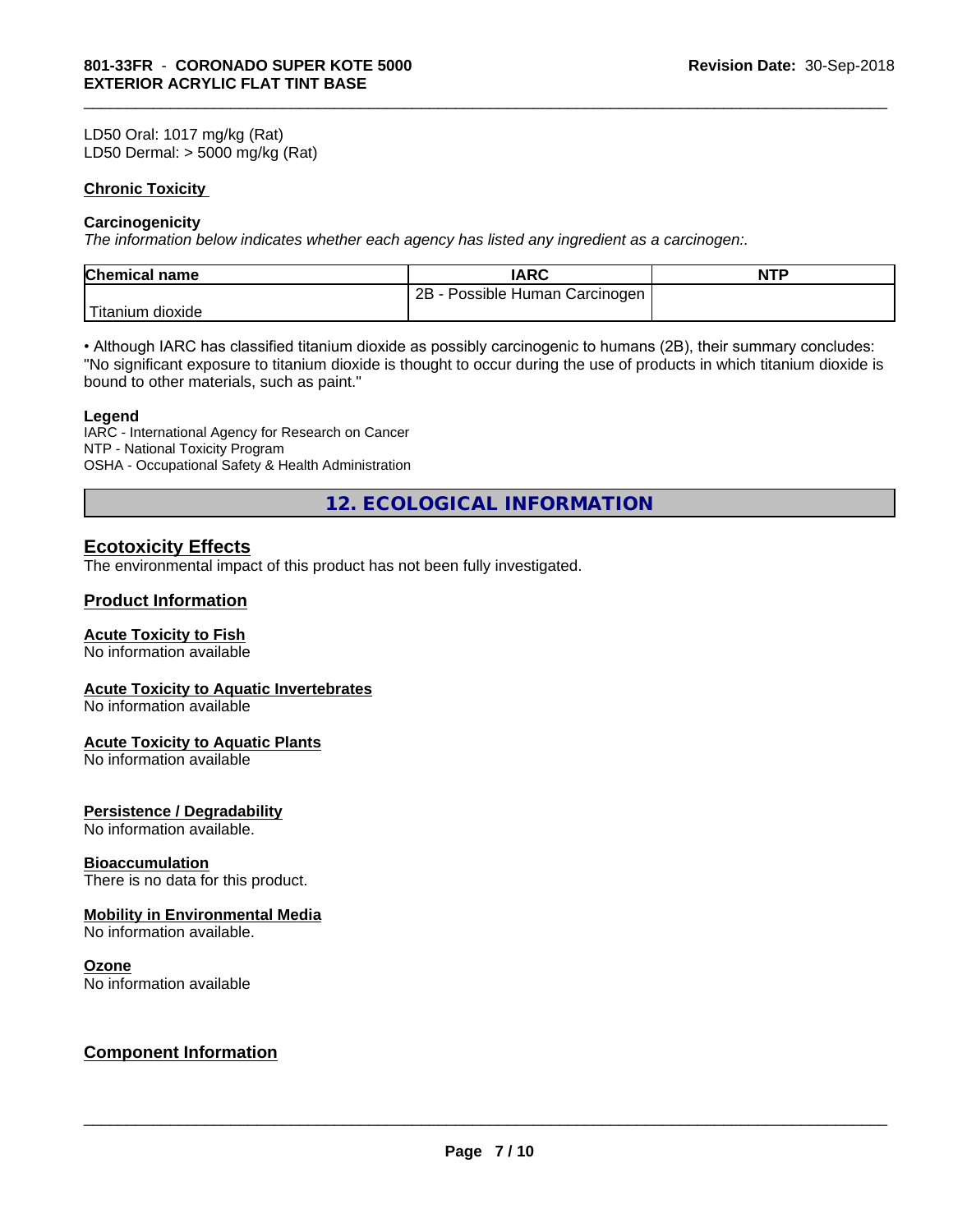LD50 Oral: 1017 mg/kg (Rat)
LD50 Dermal: > 5000 mg/kg (Rat)

**Chronic Toxicity**

**Carcinogenicity**

*The information below indicates whether each agency has listed any ingredient as a carcinogen:.*

| Chemical name | IARC | NTP |
| --- | --- | --- |
| Titanium dioxide | 2B - Possible Human Carcinogen | |

• Although IARC has classified titanium dioxide as possibly carcinogenic to humans (2B), their summary concludes: "No significant exposure to titanium dioxide is thought to occur during the use of products in which titanium dioxide is bound to other materials, such as paint."

**Legend**

IARC - International Agency for Research on Cancer
NTP - National Toxicity Program
OSHA - Occupational Safety & Health Administration

## 12. ECOLOGICAL INFORMATION

### Ecotoxicity Effects

The environmental impact of this product has not been fully investigated.

### Product Information

**Acute Toxicity to Fish**

No information available

**Acute Toxicity to Aquatic Invertebrates**

No information available

**Acute Toxicity to Aquatic Plants**

No information available

**Persistence / Degradability**

No information available.

**Bioaccumulation**

There is no data for this product.

**Mobility in Environmental Media**

No information available.

**Ozone**

No information available

### Component Information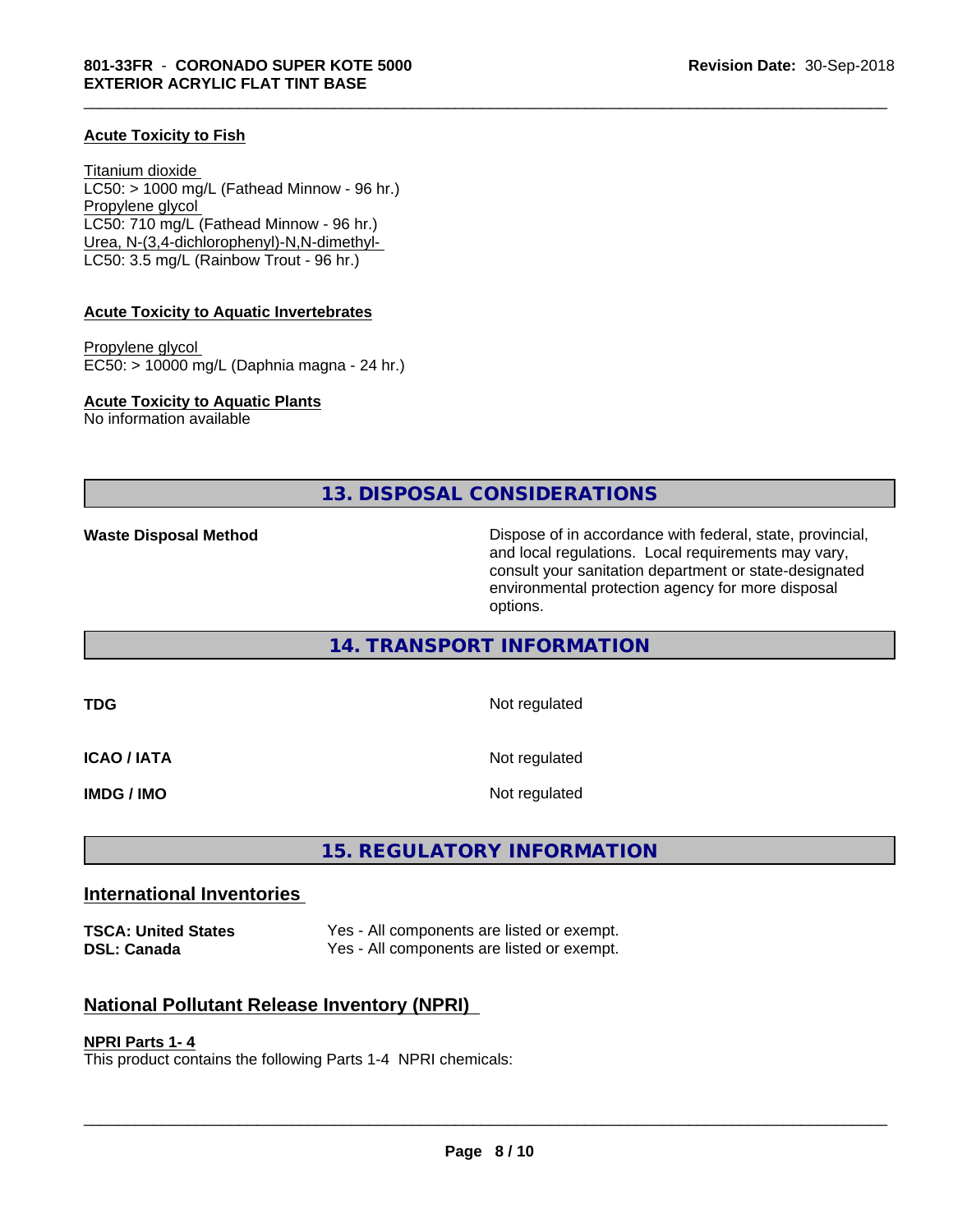**Acute Toxicity to Fish**

Titanium dioxide
LC50: > 1000 mg/L (Fathead Minnow - 96 hr.)
Propylene glycol
LC50: 710 mg/L (Fathead Minnow - 96 hr.)
Urea, N-(3,4-dichlorophenyl)-N,N-dimethyl-
LC50: 3.5 mg/L (Rainbow Trout - 96 hr.)

**Acute Toxicity to Aquatic Invertebrates**

Propylene glycol
EC50: > 10000 mg/L (Daphnia magna - 24 hr.)

**Acute Toxicity to Aquatic Plants**
No information available

## 13. DISPOSAL CONSIDERATIONS

**Waste Disposal Method** — Dispose of in accordance with federal, state, provincial, and local regulations. Local requirements may vary, consult your sanitation department or state-designated environmental protection agency for more disposal options.

## 14. TRANSPORT INFORMATION

| | |
|---|---|
| **TDG** | Not regulated |
| **ICAO / IATA** | Not regulated |
| **IMDG / IMO** | Not regulated |

## 15. REGULATORY INFORMATION

### International Inventories

| | |
|---|---|
| **TSCA: United States** | Yes - All components are listed or exempt. |
| **DSL: Canada** | Yes - All components are listed or exempt. |

### National Pollutant Release Inventory (NPRI)

**NPRI Parts 1- 4**
This product contains the following Parts 1-4 NPRI chemicals: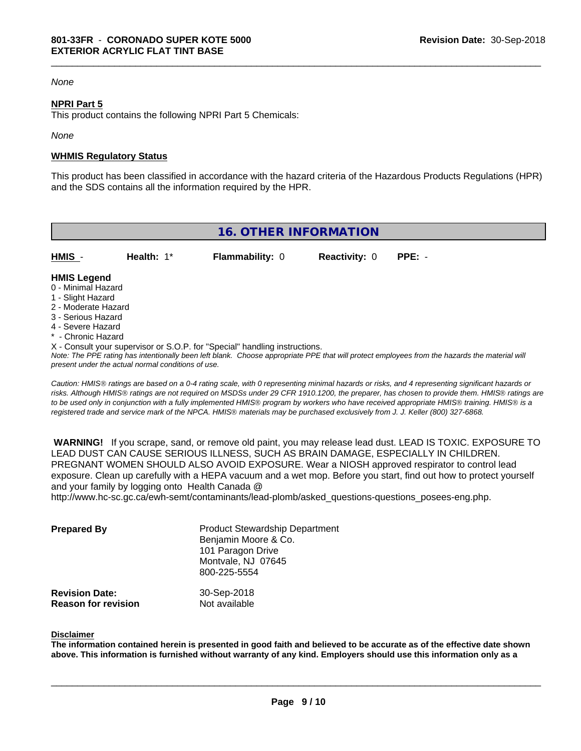*None*

**NPRI Part 5**

This product contains the following NPRI Part 5 Chemicals:

*None*

**WHMIS Regulatory Status**

This product has been classified in accordance with the hazard criteria of the Hazardous Products Regulations (HPR) and the SDS contains all the information required by the HPR.

## 16. OTHER INFORMATION

| HMIS - | Health: 1* | Flammability: 0 | Reactivity: 0 | PPE: - |
|---|---|---|---|---|

**HMIS Legend**

0 - Minimal Hazard
1 - Slight Hazard
2 - Moderate Hazard
3 - Serious Hazard
4 - Severe Hazard
* - Chronic Hazard
X - Consult your supervisor or S.O.P. for "Special" handling instructions.

*Note: The PPE rating has intentionally been left blank. Choose appropriate PPE that will protect employees from the hazards the material will present under the actual normal conditions of use.*

*Caution: HMIS® ratings are based on a 0-4 rating scale, with 0 representing minimal hazards or risks, and 4 representing significant hazards or risks. Although HMIS® ratings are not required on MSDSs under 29 CFR 1910.1200, the preparer, has chosen to provide them. HMIS® ratings are to be used only in conjunction with a fully implemented HMIS® program by workers who have received appropriate HMIS® training. HMIS® is a registered trade and service mark of the NPCA. HMIS® materials may be purchased exclusively from J. J. Keller (800) 327-6868.*

**WARNING!** If you scrape, sand, or remove old paint, you may release lead dust. LEAD IS TOXIC. EXPOSURE TO LEAD DUST CAN CAUSE SERIOUS ILLNESS, SUCH AS BRAIN DAMAGE, ESPECIALLY IN CHILDREN. PREGNANT WOMEN SHOULD ALSO AVOID EXPOSURE. Wear a NIOSH approved respirator to control lead exposure. Clean up carefully with a HEPA vacuum and a wet mop. Before you start, find out how to protect yourself and your family by logging onto Health Canada @ http://www.hc-sc.gc.ca/ewh-semt/contaminants/lead-plomb/asked_questions-questions_posees-eng.php.

**Prepared By**
Product Stewardship Department
Benjamin Moore & Co.
101 Paragon Drive
Montvale, NJ 07645
800-225-5554

**Revision Date:** 30-Sep-2018
**Reason for revision** Not available

**Disclaimer**

**The information contained herein is presented in good faith and believed to be accurate as of the effective date shown above. This information is furnished without warranty of any kind. Employers should use this information only as a**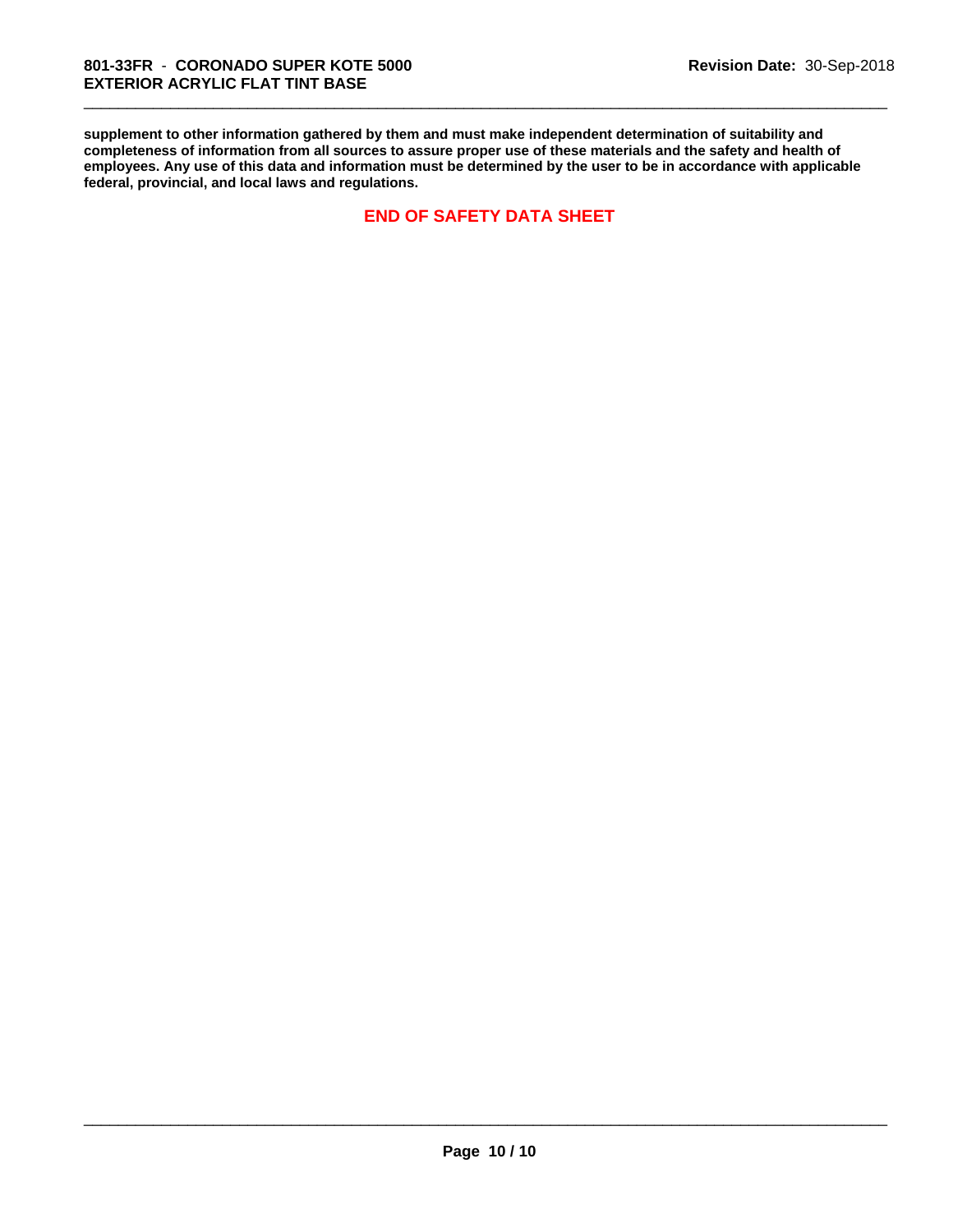**supplement to other information gathered by them and must make independent determination of suitability and completeness of information from all sources to assure proper use of these materials and the safety and health of employees. Any use of this data and information must be determined by the user to be in accordance with applicable federal, provincial, and local laws and regulations.**

**END OF SAFETY DATA SHEET**